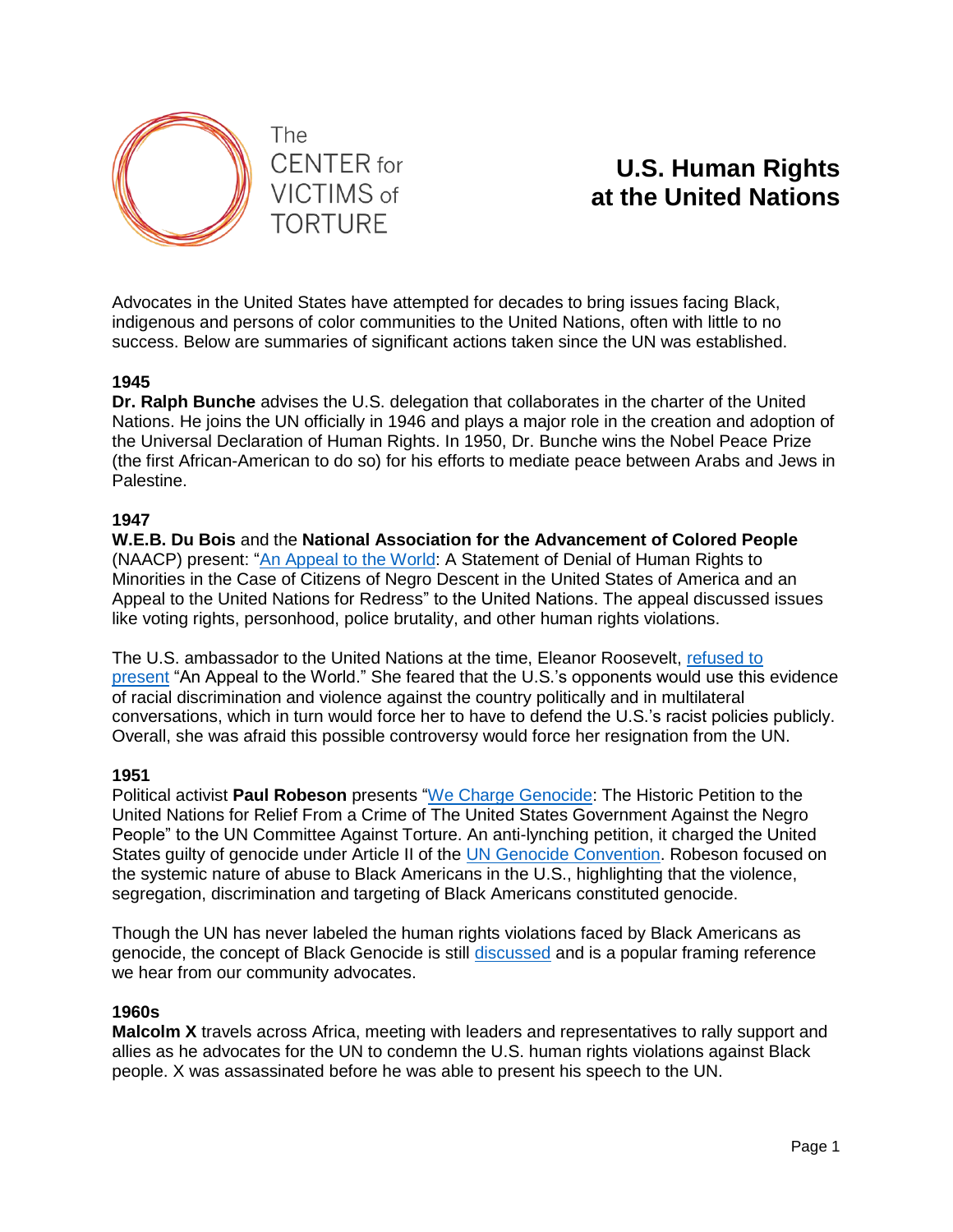The CENTER for VICTIMS of TORTURE

# U.S. Human Rights at the United Nations

Advocates in the United States have attempted for decades to bring issues facing Black, indigenous and persons of color communities to the United Nations, often with little to no success. Below are summaries of significant actions taken since the UN was established.

**1945**

**Dr. Ralph Bunche** advises the U.S. delegation that collaborates in the charter of the United Nations. He joins the UN officially in 1946 and plays a major role in the creation and adoption of the Universal Declaration of Human Rights. In 1950, Dr. Bunche wins the Nobel Peace Prize (the first African-American to do so) for his efforts to mediate peace between Arabs and Jews in Palestine.

**1947**

**W.E.B. Du Bois** and the **National Association for the Advancement of Colored People** (NAACP) present: "An Appeal to the World: A Statement of Denial of Human Rights to Minorities in the Case of Citizens of Negro Descent in the United States of America and an Appeal to the United Nations for Redress" to the United Nations. The appeal discussed issues like voting rights, personhood, police brutality, and other human rights violations.

The U.S. ambassador to the United Nations at the time, Eleanor Roosevelt, refused to present "An Appeal to the World." She feared that the U.S.'s opponents would use this evidence of racial discrimination and violence against the country politically and in multilateral conversations, which in turn would force her to have to defend the U.S.'s racist policies publicly. Overall, she was afraid this possible controversy would force her resignation from the UN.

**1951**

Political activist **Paul Robeson** presents "We Charge Genocide: The Historic Petition to the United Nations for Relief From a Crime of The United States Government Against the Negro People" to the UN Committee Against Torture. An anti-lynching petition, it charged the United States guilty of genocide under Article II of the UN Genocide Convention. Robeson focused on the systemic nature of abuse to Black Americans in the U.S., highlighting that the violence, segregation, discrimination and targeting of Black Americans constituted genocide.

Though the UN has never labeled the human rights violations faced by Black Americans as genocide, the concept of Black Genocide is still discussed and is a popular framing reference we hear from our community advocates.

**1960s**

**Malcolm X** travels across Africa, meeting with leaders and representatives to rally support and allies as he advocates for the UN to condemn the U.S. human rights violations against Black people. X was assassinated before he was able to present his speech to the UN.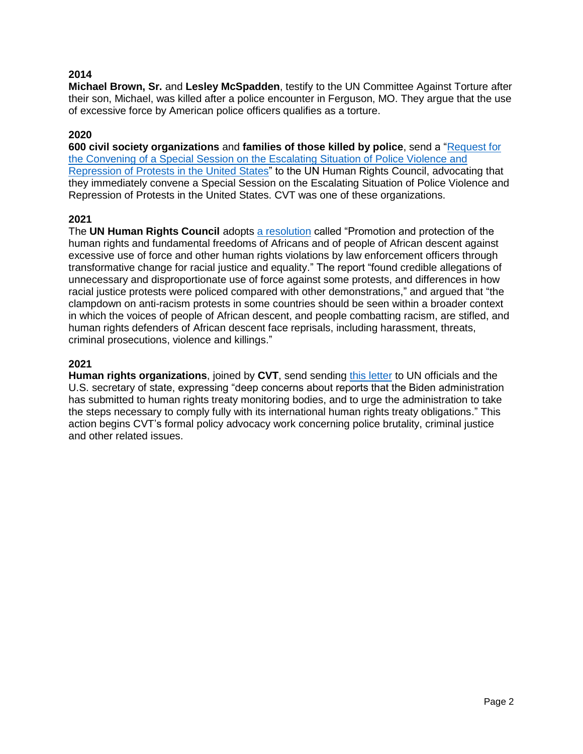**2014**

**Michael Brown, Sr.** and **Lesley McSpadden**, testify to the UN Committee Against Torture after their son, Michael, was killed after a police encounter in Ferguson, MO. They argue that the use of excessive force by American police officers qualifies as a torture.

**2020**

**600 civil society organizations** and **families of those killed by police**, send a "Request for the Convening of a Special Session on the Escalating Situation of Police Violence and Repression of Protests in the United States" to the UN Human Rights Council, advocating that they immediately convene a Special Session on the Escalating Situation of Police Violence and Repression of Protests in the United States. CVT was one of these organizations.

**2021**

The **UN Human Rights Council** adopts a resolution called "Promotion and protection of the human rights and fundamental freedoms of Africans and of people of African descent against excessive use of force and other human rights violations by law enforcement officers through transformative change for racial justice and equality." The report "found credible allegations of unnecessary and disproportionate use of force against some protests, and differences in how racial justice protests were policed compared with other demonstrations," and argued that "the clampdown on anti-racism protests in some countries should be seen within a broader context in which the voices of people of African descent, and people combatting racism, are stifled, and human rights defenders of African descent face reprisals, including harassment, threats, criminal prosecutions, violence and killings."

**2021**

**Human rights organizations**, joined by **CVT**, send sending this letter to UN officials and the U.S. secretary of state, expressing "deep concerns about reports that the Biden administration has submitted to human rights treaty monitoring bodies, and to urge the administration to take the steps necessary to comply fully with its international human rights treaty obligations." This action begins CVT's formal policy advocacy work concerning police brutality, criminal justice and other related issues.